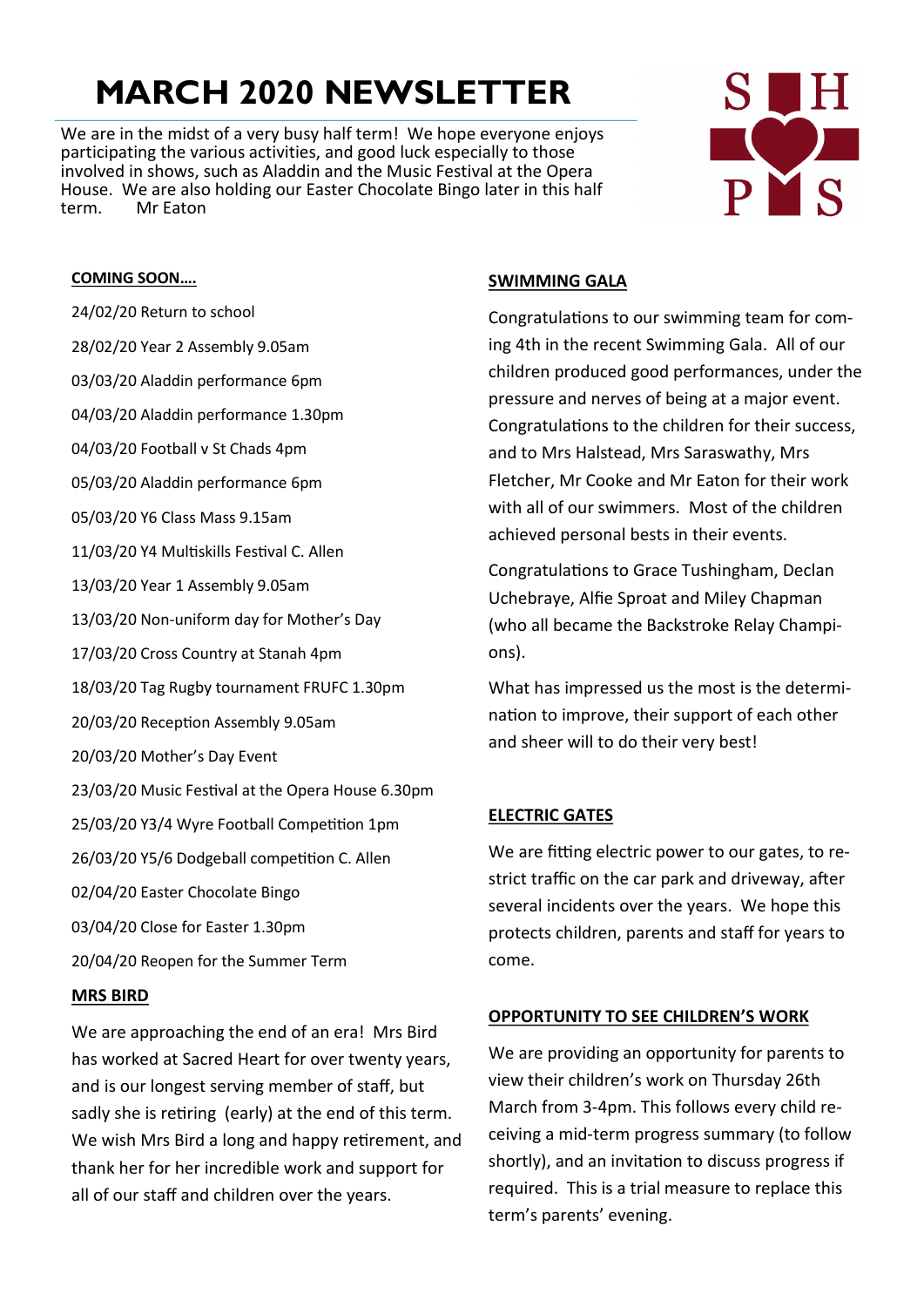# MARCH 2020 NEWSLETTER

We are in the midst of a very busy half term! We hope everyone enjoys participating the various activities, and good luck especially to those involved in shows, such as Aladdin and the Music Festival at the Opera House. We are also holding our Easter Chocolate Bingo later in this half term. Mr Eaton

**COMING SOON….**

24/02/20 Return to school

28/02/20 Year 2 Assembly 9.05am

03/03/20 Aladdin performance 6pm

04/03/20 Aladdin performance 1.30pm

04/03/20 Football v St Chads 4pm

05/03/20 Aladdin performance 6pm

05/03/20 Y6 Class Mass 9.15am

11/03/20 Y4 Multiskills Festival C. Allen

13/03/20 Year 1 Assembly 9.05am

13/03/20 Non-uniform day for Mother's Day

17/03/20 Cross Country at Stanah 4pm

18/03/20 Tag Rugby tournament FRUFC 1.30pm

20/03/20 Reception Assembly 9.05am

20/03/20 Mother's Day Event

23/03/20 Music Festival at the Opera House 6.30pm

25/03/20 Y3/4 Wyre Football Competition 1pm

26/03/20 Y5/6 Dodgeball competition C. Allen

02/04/20 Easter Chocolate Bingo

03/04/20 Close for Easter 1.30pm

20/04/20 Reopen for the Summer Term

**MRS BIRD**

We are approaching the end of an era! Mrs Bird has worked at Sacred Heart for over twenty years, and is our longest serving member of staff, but sadly she is retiring (early) at the end of this term. We wish Mrs Bird a long and happy retirement, and thank her for her incredible work and support for all of our staff and children over the years.

**SWIMMING GALA**

Congratulations to our swimming team for coming 4th in the recent Swimming Gala. All of our children produced good performances, under the pressure and nerves of being at a major event. Congratulations to the children for their success, and to Mrs Halstead, Mrs Saraswathy, Mrs Fletcher, Mr Cooke and Mr Eaton for their work with all of our swimmers. Most of the children achieved personal bests in their events.

Congratulations to Grace Tushingham, Declan Uchebraye, Alfie Sproat and Miley Chapman (who all became the Backstroke Relay Champions).

What has impressed us the most is the determination to improve, their support of each other and sheer will to do their very best!

**ELECTRIC GATES**

We are fitting electric power to our gates, to restrict traffic on the car park and driveway, after several incidents over the years. We hope this protects children, parents and staff for years to come.

**OPPORTUNITY TO SEE CHILDREN'S WORK**

We are providing an opportunity for parents to view their children's work on Thursday 26th March from 3-4pm. This follows every child receiving a mid-term progress summary (to follow shortly), and an invitation to discuss progress if required. This is a trial measure to replace this term's parents' evening.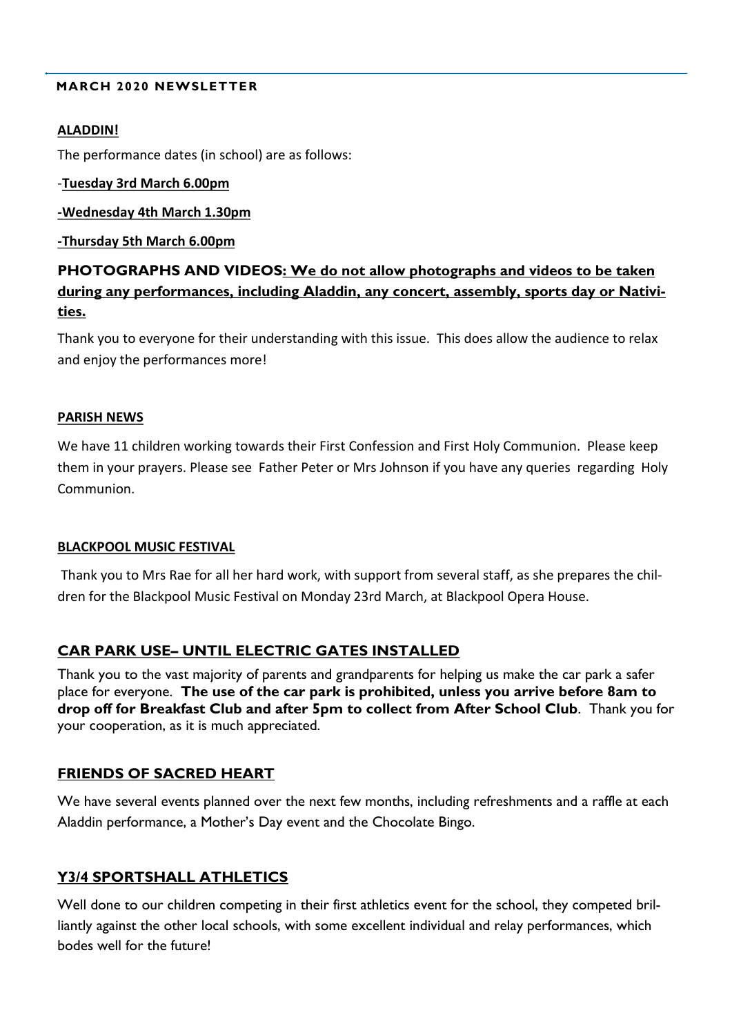**MARCH 2020 NEWSLETTER**

## ALADDIN!

The performance dates (in school) are as follows:

-**Tuesday 3rd March 6.00pm**

**-Wednesday 4th March 1.30pm**

**-Thursday 5th March 6.00pm**

**PHOTOGRAPHS AND VIDEOS: We do not allow photographs and videos to be taken during any performances, including Aladdin, any concert, assembly, sports day or Nativities.**

Thank you to everyone for their understanding with this issue. This does allow the audience to relax and enjoy the performances more!

## PARISH NEWS

We have 11 children working towards their First Confession and First Holy Communion. Please keep them in your prayers. Please see Father Peter or Mrs Johnson if you have any queries regarding Holy Communion.

## BLACKPOOL MUSIC FESTIVAL

Thank you to Mrs Rae for all her hard work, with support from several staff, as she prepares the children for the Blackpool Music Festival on Monday 23rd March, at Blackpool Opera House.

## CAR PARK USE– UNTIL ELECTRIC GATES INSTALLED

Thank you to the vast majority of parents and grandparents for helping us make the car park a safer place for everyone. **The use of the car park is prohibited, unless you arrive before 8am to drop off for Breakfast Club and after 5pm to collect from After School Club**. Thank you for your cooperation, as it is much appreciated.

## FRIENDS OF SACRED HEART

We have several events planned over the next few months, including refreshments and a raffle at each Aladdin performance, a Mother's Day event and the Chocolate Bingo.

## Y3/4 SPORTSHALL ATHLETICS

Well done to our children competing in their first athletics event for the school, they competed brilliantly against the other local schools, with some excellent individual and relay performances, which bodes well for the future!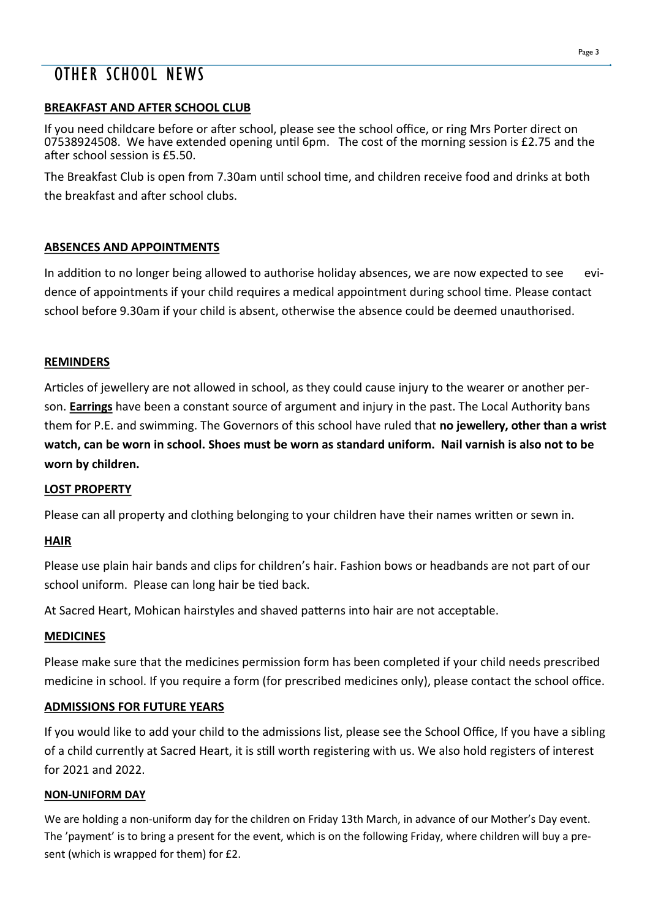# OTHER SCHOOL NEWS

## BREAKFAST AND AFTER SCHOOL CLUB

If you need childcare before or after school, please see the school office, or ring Mrs Porter direct on 07538924508. We have extended opening until 6pm. The cost of the morning session is £2.75 and the after school session is £5.50.

The Breakfast Club is open from 7.30am until school time, and children receive food and drinks at both the breakfast and after school clubs.

## ABSENCES AND APPOINTMENTS

In addition to no longer being allowed to authorise holiday absences, we are now expected to see evidence of appointments if your child requires a medical appointment during school time. Please contact school before 9.30am if your child is absent, otherwise the absence could be deemed unauthorised.

## REMINDERS

Articles of jewellery are not allowed in school, as they could cause injury to the wearer or another person. **Earrings** have been a constant source of argument and injury in the past. The Local Authority bans them for P.E. and swimming. The Governors of this school have ruled that **no jewellery, other than a wrist watch, can be worn in school. Shoes must be worn as standard uniform. Nail varnish is also not to be worn by children.**

## LOST PROPERTY

Please can all property and clothing belonging to your children have their names written or sewn in.

## HAIR

Please use plain hair bands and clips for children's hair. Fashion bows or headbands are not part of our school uniform. Please can long hair be tied back.

At Sacred Heart, Mohican hairstyles and shaved patterns into hair are not acceptable.

## MEDICINES

Please make sure that the medicines permission form has been completed if your child needs prescribed medicine in school. If you require a form (for prescribed medicines only), please contact the school office.

## ADMISSIONS FOR FUTURE YEARS

If you would like to add your child to the admissions list, please see the School Office, If you have a sibling of a child currently at Sacred Heart, it is still worth registering with us. We also hold registers of interest for 2021 and 2022.

## NON-UNIFORM DAY

We are holding a non-uniform day for the children on Friday 13th March, in advance of our Mother's Day event. The 'payment' is to bring a present for the event, which is on the following Friday, where children will buy a present (which is wrapped for them) for £2.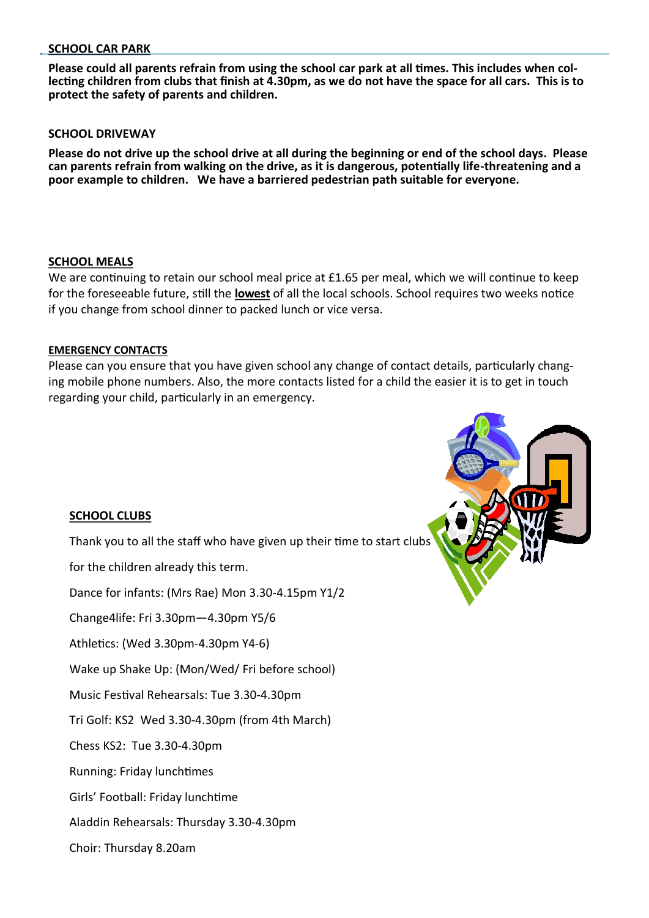## SCHOOL CAR PARK

**Please could all parents refrain from using the school car park at all times. This includes when collecting children from clubs that finish at 4.30pm, as we do not have the space for all cars. This is to protect the safety of parents and children.**

## SCHOOL DRIVEWAY

**Please do not drive up the school drive at all during the beginning or end of the school days. Please can parents refrain from walking on the drive, as it is dangerous, potentially life-threatening and a poor example to children. We have a barriered pedestrian path suitable for everyone.**

## SCHOOL MEALS

We are continuing to retain our school meal price at £1.65 per meal, which we will continue to keep for the foreseeable future, still the **lowest** of all the local schools. School requires two weeks notice if you change from school dinner to packed lunch or vice versa.

## EMERGENCY CONTACTS

Please can you ensure that you have given school any change of contact details, particularly changing mobile phone numbers. Also, the more contacts listed for a child the easier it is to get in touch regarding your child, particularly in an emergency.

## SCHOOL CLUBS

Thank you to all the staff who have given up their time to start clubs for the children already this term.

Dance for infants: (Mrs Rae) Mon 3.30-4.15pm Y1/2

Change4life: Fri 3.30pm—4.30pm Y5/6

Athletics: (Wed 3.30pm-4.30pm Y4-6)

Wake up Shake Up: (Mon/Wed/ Fri before school)

Music Festival Rehearsals: Tue 3.30-4.30pm

Tri Golf: KS2 Wed 3.30-4.30pm (from 4th March)

Chess KS2: Tue 3.30-4.30pm

Running: Friday lunchtimes

Girls' Football: Friday lunchtime

Aladdin Rehearsals: Thursday 3.30-4.30pm

Choir: Thursday 8.20am